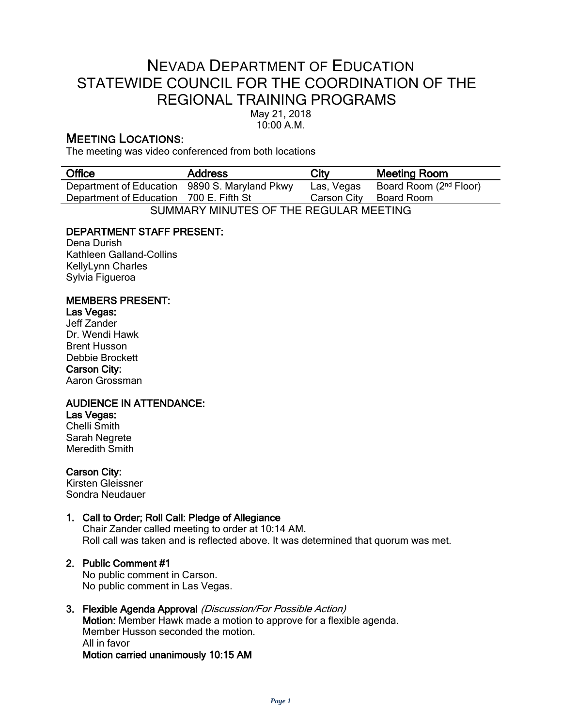# NEVADA DEPARTMENT OF EDUCATION
# STATEWIDE COUNCIL FOR THE COORDINATION OF THE REGIONAL TRAINING PROGRAMS

May 21, 2018
10:00 A.M.

## MEETING LOCATIONS:

The meeting was video conferenced from both locations

| Office | Address | City | Meeting Room |
|---|---|---|---|
| Department of Education | 9890 S. Maryland Pkwy | Las, Vegas | Board Room (2nd Floor) |
| Department of Education | 700 E. Fifth St | Carson City | Board Room |

SUMMARY MINUTES OF THE REGULAR MEETING

**DEPARTMENT STAFF PRESENT:**
Dena Durish
Kathleen Galland-Collins
KellyLynn Charles
Sylvia Figueroa

**MEMBERS PRESENT:**
**Las Vegas:**
Jeff Zander
Dr. Wendi Hawk
Brent Husson
Debbie Brockett
**Carson City:**
Aaron Grossman

**AUDIENCE IN ATTENDANCE:**
**Las Vegas:**
Chelli Smith
Sarah Negrete
Meredith Smith

**Carson City:**
Kirsten Gleissner
Sondra Neudauer

1. **Call to Order; Roll Call: Pledge of Allegiance**
   Chair Zander called meeting to order at 10:14 AM.
   Roll call was taken and is reflected above. It was determined that quorum was met.

2. **Public Comment #1**
   No public comment in Carson.
   No public comment in Las Vegas.

3. **Flexible Agenda Approval** *(Discussion/For Possible Action)*
   **Motion:** Member Hawk made a motion to approve for a flexible agenda.
   Member Husson seconded the motion.
   All in favor
   **Motion carried unanimously 10:15 AM**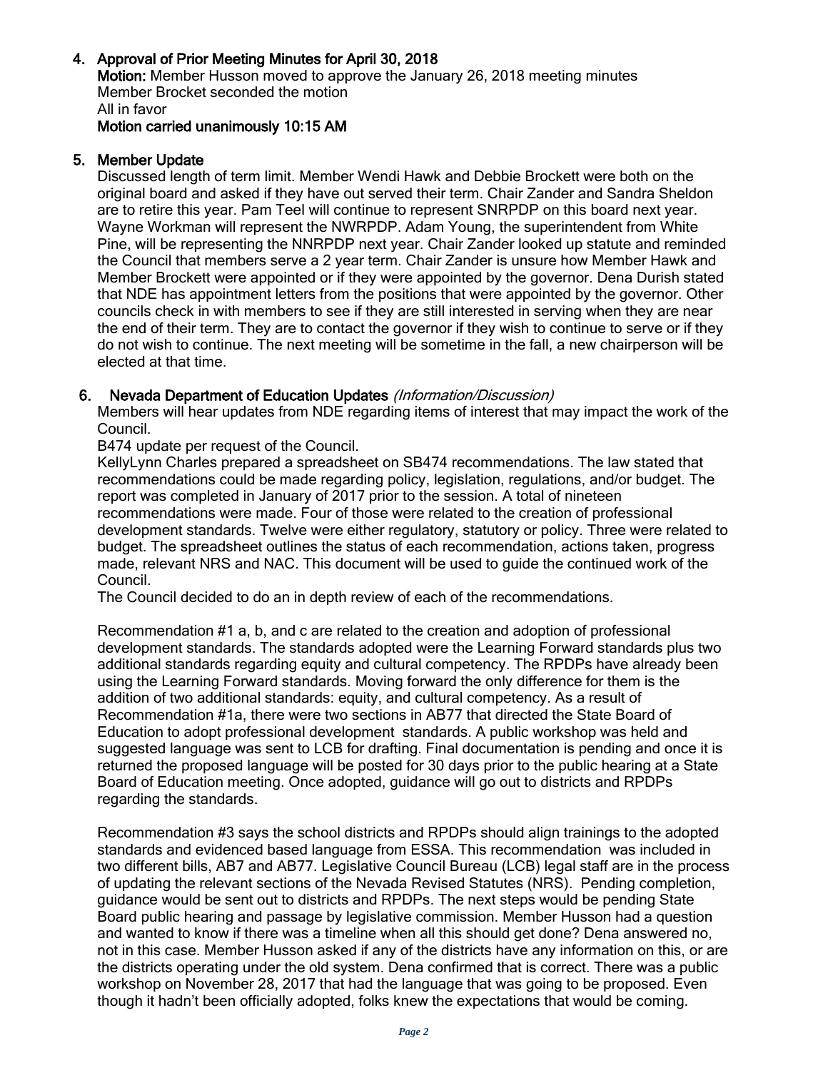## 4. Approval of Prior Meeting Minutes for April 30, 2018

**Motion:** Member Husson moved to approve the January 26, 2018 meeting minutes
Member Brocket seconded the motion
All in favor
**Motion carried unanimously 10:15 AM**

## 5. Member Update

Discussed length of term limit. Member Wendi Hawk and Debbie Brockett were both on the original board and asked if they have out served their term. Chair Zander and Sandra Sheldon are to retire this year. Pam Teel will continue to represent SNRPDP on this board next year. Wayne Workman will represent the NWRPDP. Adam Young, the superintendent from White Pine, will be representing the NNRPDP next year. Chair Zander looked up statute and reminded the Council that members serve a 2 year term. Chair Zander is unsure how Member Hawk and Member Brockett were appointed or if they were appointed by the governor. Dena Durish stated that NDE has appointment letters from the positions that were appointed by the governor. Other councils check in with members to see if they are still interested in serving when they are near the end of their term. They are to contact the governor if they wish to continue to serve or if they do not wish to continue. The next meeting will be sometime in the fall, a new chairperson will be elected at that time.

## 6. Nevada Department of Education Updates *(Information/Discussion)*

Members will hear updates from NDE regarding items of interest that may impact the work of the Council.

B474 update per request of the Council.

KellyLynn Charles prepared a spreadsheet on SB474 recommendations. The law stated that recommendations could be made regarding policy, legislation, regulations, and/or budget. The report was completed in January of 2017 prior to the session. A total of nineteen recommendations were made. Four of those were related to the creation of professional development standards. Twelve were either regulatory, statutory or policy. Three were related to budget. The spreadsheet outlines the status of each recommendation, actions taken, progress made, relevant NRS and NAC. This document will be used to guide the continued work of the Council.

The Council decided to do an in depth review of each of the recommendations.

Recommendation #1 a, b, and c are related to the creation and adoption of professional development standards. The standards adopted were the Learning Forward standards plus two additional standards regarding equity and cultural competency. The RPDPs have already been using the Learning Forward standards. Moving forward the only difference for them is the addition of two additional standards: equity, and cultural competency. As a result of Recommendation #1a, there were two sections in AB77 that directed the State Board of Education to adopt professional development standards. A public workshop was held and suggested language was sent to LCB for drafting. Final documentation is pending and once it is returned the proposed language will be posted for 30 days prior to the public hearing at a State Board of Education meeting. Once adopted, guidance will go out to districts and RPDPs regarding the standards.

Recommendation #3 says the school districts and RPDPs should align trainings to the adopted standards and evidenced based language from ESSA. This recommendation was included in two different bills, AB7 and AB77. Legislative Council Bureau (LCB) legal staff are in the process of updating the relevant sections of the Nevada Revised Statutes (NRS). Pending completion, guidance would be sent out to districts and RPDPs. The next steps would be pending State Board public hearing and passage by legislative commission. Member Husson had a question and wanted to know if there was a timeline when all this should get done? Dena answered no, not in this case. Member Husson asked if any of the districts have any information on this, or are the districts operating under the old system. Dena confirmed that is correct. There was a public workshop on November 28, 2017 that had the language that was going to be proposed. Even though it hadn't been officially adopted, folks knew the expectations that would be coming.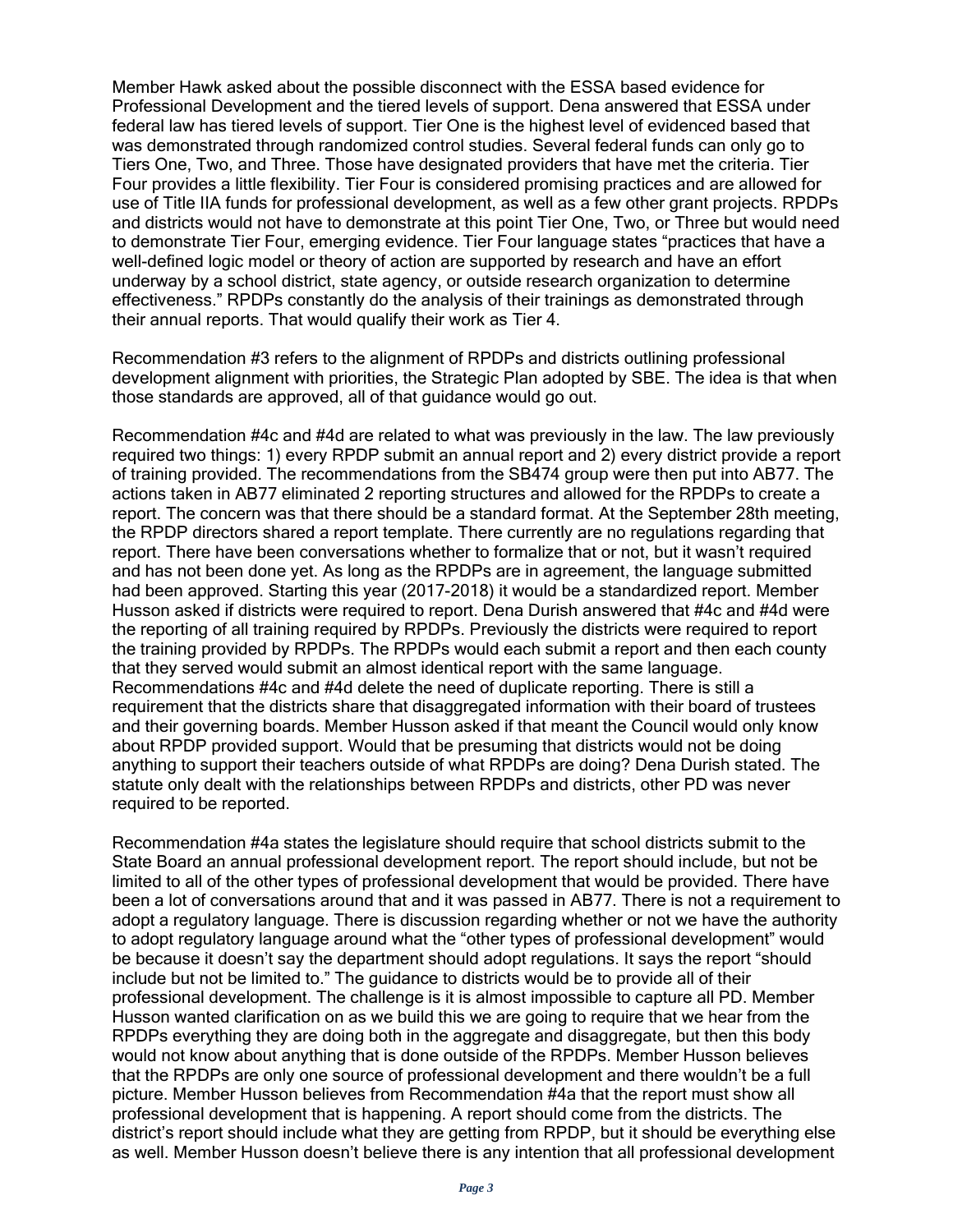Member Hawk asked about the possible disconnect with the ESSA based evidence for Professional Development and the tiered levels of support. Dena answered that ESSA under federal law has tiered levels of support. Tier One is the highest level of evidenced based that was demonstrated through randomized control studies. Several federal funds can only go to Tiers One, Two, and Three. Those have designated providers that have met the criteria. Tier Four provides a little flexibility. Tier Four is considered promising practices and are allowed for use of Title IIA funds for professional development, as well as a few other grant projects. RPDPs and districts would not have to demonstrate at this point Tier One, Two, or Three but would need to demonstrate Tier Four, emerging evidence. Tier Four language states "practices that have a well-defined logic model or theory of action are supported by research and have an effort underway by a school district, state agency, or outside research organization to determine effectiveness." RPDPs constantly do the analysis of their trainings as demonstrated through their annual reports. That would qualify their work as Tier 4.

Recommendation #3 refers to the alignment of RPDPs and districts outlining professional development alignment with priorities, the Strategic Plan adopted by SBE. The idea is that when those standards are approved, all of that guidance would go out.

Recommendation #4c and #4d are related to what was previously in the law. The law previously required two things: 1) every RPDP submit an annual report and 2) every district provide a report of training provided. The recommendations from the SB474 group were then put into AB77. The actions taken in AB77 eliminated 2 reporting structures and allowed for the RPDPs to create a report. The concern was that there should be a standard format. At the September 28th meeting, the RPDP directors shared a report template. There currently are no regulations regarding that report. There have been conversations whether to formalize that or not, but it wasn't required and has not been done yet. As long as the RPDPs are in agreement, the language submitted had been approved. Starting this year (2017-2018) it would be a standardized report. Member Husson asked if districts were required to report. Dena Durish answered that #4c and #4d were the reporting of all training required by RPDPs. Previously the districts were required to report the training provided by RPDPs. The RPDPs would each submit a report and then each county that they served would submit an almost identical report with the same language. Recommendations #4c and #4d delete the need of duplicate reporting. There is still a requirement that the districts share that disaggregated information with their board of trustees and their governing boards. Member Husson asked if that meant the Council would only know about RPDP provided support. Would that be presuming that districts would not be doing anything to support their teachers outside of what RPDPs are doing? Dena Durish stated. The statute only dealt with the relationships between RPDPs and districts, other PD was never required to be reported.

Recommendation #4a states the legislature should require that school districts submit to the State Board an annual professional development report. The report should include, but not be limited to all of the other types of professional development that would be provided. There have been a lot of conversations around that and it was passed in AB77. There is not a requirement to adopt a regulatory language. There is discussion regarding whether or not we have the authority to adopt regulatory language around what the "other types of professional development" would be because it doesn't say the department should adopt regulations. It says the report "should include but not be limited to." The guidance to districts would be to provide all of their professional development. The challenge is it is almost impossible to capture all PD. Member Husson wanted clarification on as we build this we are going to require that we hear from the RPDPs everything they are doing both in the aggregate and disaggregate, but then this body would not know about anything that is done outside of the RPDPs. Member Husson believes that the RPDPs are only one source of professional development and there wouldn't be a full picture. Member Husson believes from Recommendation #4a that the report must show all professional development that is happening. A report should come from the districts. The district's report should include what they are getting from RPDP, but it should be everything else as well. Member Husson doesn't believe there is any intention that all professional development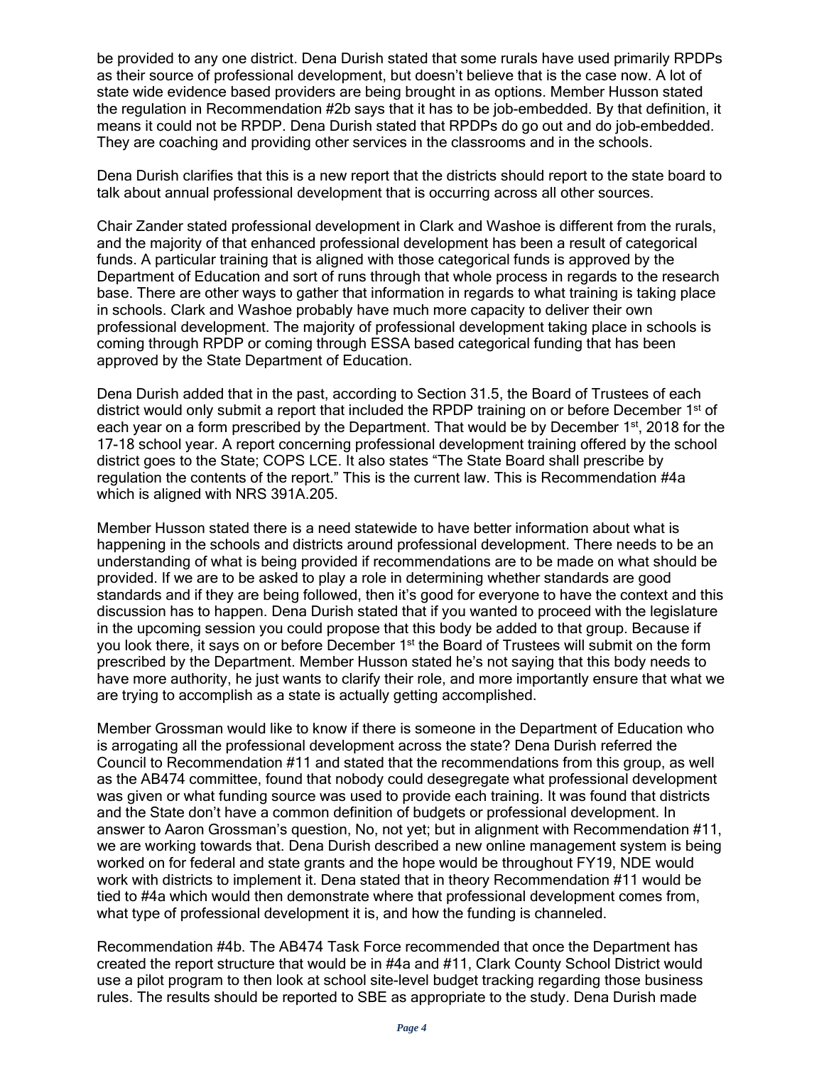be provided to any one district. Dena Durish stated that some rurals have used primarily RPDPs as their source of professional development, but doesn't believe that is the case now. A lot of state wide evidence based providers are being brought in as options. Member Husson stated the regulation in Recommendation #2b says that it has to be job-embedded. By that definition, it means it could not be RPDP. Dena Durish stated that RPDPs do go out and do job-embedded. They are coaching and providing other services in the classrooms and in the schools.

Dena Durish clarifies that this is a new report that the districts should report to the state board to talk about annual professional development that is occurring across all other sources.

Chair Zander stated professional development in Clark and Washoe is different from the rurals, and the majority of that enhanced professional development has been a result of categorical funds. A particular training that is aligned with those categorical funds is approved by the Department of Education and sort of runs through that whole process in regards to the research base. There are other ways to gather that information in regards to what training is taking place in schools. Clark and Washoe probably have much more capacity to deliver their own professional development. The majority of professional development taking place in schools is coming through RPDP or coming through ESSA based categorical funding that has been approved by the State Department of Education.

Dena Durish added that in the past, according to Section 31.5, the Board of Trustees of each district would only submit a report that included the RPDP training on or before December 1st of each year on a form prescribed by the Department. That would be by December 1st, 2018 for the 17-18 school year. A report concerning professional development training offered by the school district goes to the State; COPS LCE. It also states "The State Board shall prescribe by regulation the contents of the report." This is the current law. This is Recommendation #4a which is aligned with NRS 391A.205.

Member Husson stated there is a need statewide to have better information about what is happening in the schools and districts around professional development. There needs to be an understanding of what is being provided if recommendations are to be made on what should be provided. If we are to be asked to play a role in determining whether standards are good standards and if they are being followed, then it's good for everyone to have the context and this discussion has to happen. Dena Durish stated that if you wanted to proceed with the legislature in the upcoming session you could propose that this body be added to that group. Because if you look there, it says on or before December 1st the Board of Trustees will submit on the form prescribed by the Department. Member Husson stated he's not saying that this body needs to have more authority, he just wants to clarify their role, and more importantly ensure that what we are trying to accomplish as a state is actually getting accomplished.

Member Grossman would like to know if there is someone in the Department of Education who is arrogating all the professional development across the state? Dena Durish referred the Council to Recommendation #11 and stated that the recommendations from this group, as well as the AB474 committee, found that nobody could desegregate what professional development was given or what funding source was used to provide each training. It was found that districts and the State don't have a common definition of budgets or professional development. In answer to Aaron Grossman's question, No, not yet; but in alignment with Recommendation #11, we are working towards that. Dena Durish described a new online management system is being worked on for federal and state grants and the hope would be throughout FY19, NDE would work with districts to implement it. Dena stated that in theory Recommendation #11 would be tied to #4a which would then demonstrate where that professional development comes from, what type of professional development it is, and how the funding is channeled.

Recommendation #4b. The AB474 Task Force recommended that once the Department has created the report structure that would be in #4a and #11, Clark County School District would use a pilot program to then look at school site-level budget tracking regarding those business rules. The results should be reported to SBE as appropriate to the study. Dena Durish made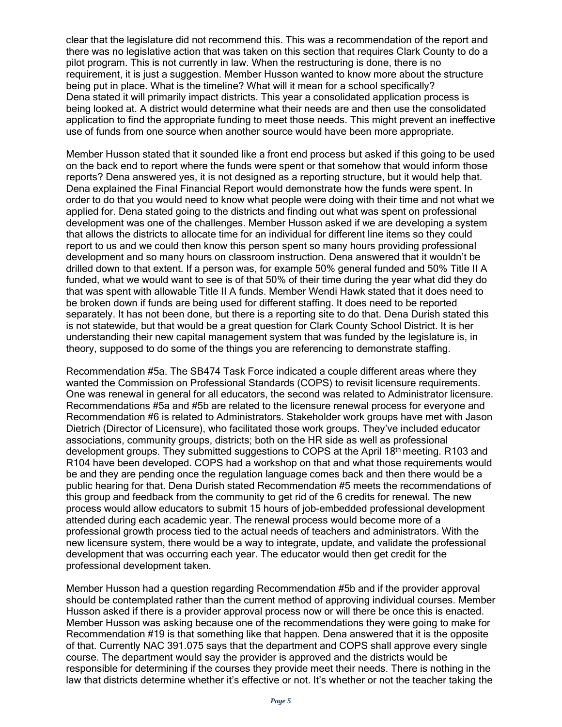clear that the legislature did not recommend this. This was a recommendation of the report and there was no legislative action that was taken on this section that requires Clark County to do a pilot program. This is not currently in law. When the restructuring is done, there is no requirement, it is just a suggestion. Member Husson wanted to know more about the structure being put in place. What is the timeline? What will it mean for a school specifically? Dena stated it will primarily impact districts. This year a consolidated application process is being looked at. A district would determine what their needs are and then use the consolidated application to find the appropriate funding to meet those needs. This might prevent an ineffective use of funds from one source when another source would have been more appropriate.

Member Husson stated that it sounded like a front end process but asked if this going to be used on the back end to report where the funds were spent or that somehow that would inform those reports? Dena answered yes, it is not designed as a reporting structure, but it would help that. Dena explained the Final Financial Report would demonstrate how the funds were spent. In order to do that you would need to know what people were doing with their time and not what we applied for. Dena stated going to the districts and finding out what was spent on professional development was one of the challenges. Member Husson asked if we are developing a system that allows the districts to allocate time for an individual for different line items so they could report to us and we could then know this person spent so many hours providing professional development and so many hours on classroom instruction. Dena answered that it wouldn't be drilled down to that extent. If a person was, for example 50% general funded and 50% Title II A funded, what we would want to see is of that 50% of their time during the year what did they do that was spent with allowable Title II A funds. Member Wendi Hawk stated that it does need to be broken down if funds are being used for different staffing. It does need to be reported separately. It has not been done, but there is a reporting site to do that. Dena Durish stated this is not statewide, but that would be a great question for Clark County School District. It is her understanding their new capital management system that was funded by the legislature is, in theory, supposed to do some of the things you are referencing to demonstrate staffing.

Recommendation #5a. The SB474 Task Force indicated a couple different areas where they wanted the Commission on Professional Standards (COPS) to revisit licensure requirements. One was renewal in general for all educators, the second was related to Administrator licensure. Recommendations #5a and #5b are related to the licensure renewal process for everyone and Recommendation #6 is related to Administrators. Stakeholder work groups have met with Jason Dietrich (Director of Licensure), who facilitated those work groups. They've included educator associations, community groups, districts; both on the HR side as well as professional development groups. They submitted suggestions to COPS at the April 18th meeting. R103 and R104 have been developed. COPS had a workshop on that and what those requirements would be and they are pending once the regulation language comes back and then there would be a public hearing for that. Dena Durish stated Recommendation #5 meets the recommendations of this group and feedback from the community to get rid of the 6 credits for renewal. The new process would allow educators to submit 15 hours of job-embedded professional development attended during each academic year. The renewal process would become more of a professional growth process tied to the actual needs of teachers and administrators. With the new licensure system, there would be a way to integrate, update, and validate the professional development that was occurring each year. The educator would then get credit for the professional development taken.

Member Husson had a question regarding Recommendation #5b and if the provider approval should be contemplated rather than the current method of approving individual courses. Member Husson asked if there is a provider approval process now or will there be once this is enacted. Member Husson was asking because one of the recommendations they were going to make for Recommendation #19 is that something like that happen. Dena answered that it is the opposite of that. Currently NAC 391.075 says that the department and COPS shall approve every single course. The department would say the provider is approved and the districts would be responsible for determining if the courses they provide meet their needs. There is nothing in the law that districts determine whether it's effective or not. It's whether or not the teacher taking the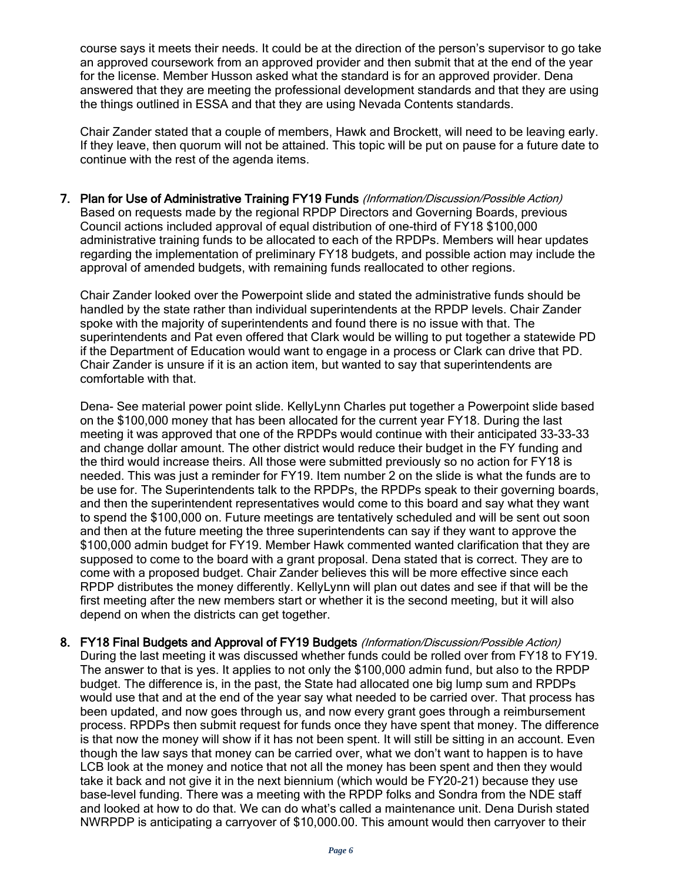course says it meets their needs. It could be at the direction of the person's supervisor to go take an approved coursework from an approved provider and then submit that at the end of the year for the license. Member Husson asked what the standard is for an approved provider. Dena answered that they are meeting the professional development standards and that they are using the things outlined in ESSA and that they are using Nevada Contents standards.

Chair Zander stated that a couple of members, Hawk and Brockett, will need to be leaving early. If they leave, then quorum will not be attained. This topic will be put on pause for a future date to continue with the rest of the agenda items.

7. **Plan for Use of Administrative Training FY19 Funds** *(Information/Discussion/Possible Action)*
Based on requests made by the regional RPDP Directors and Governing Boards, previous Council actions included approval of equal distribution of one-third of FY18 $100,000 administrative training funds to be allocated to each of the RPDPs. Members will hear updates regarding the implementation of preliminary FY18 budgets, and possible action may include the approval of amended budgets, with remaining funds reallocated to other regions.

Chair Zander looked over the Powerpoint slide and stated the administrative funds should be handled by the state rather than individual superintendents at the RPDP levels. Chair Zander spoke with the majority of superintendents and found there is no issue with that. The superintendents and Pat even offered that Clark would be willing to put together a statewide PD if the Department of Education would want to engage in a process or Clark can drive that PD. Chair Zander is unsure if it is an action item, but wanted to say that superintendents are comfortable with that.

Dena- See material power point slide. KellyLynn Charles put together a Powerpoint slide based on the $100,000 money that has been allocated for the current year FY18. During the last meeting it was approved that one of the RPDPs would continue with their anticipated 33-33-33 and change dollar amount. The other district would reduce their budget in the FY funding and the third would increase theirs. All those were submitted previously so no action for FY18 is needed. This was just a reminder for FY19. Item number 2 on the slide is what the funds are to be use for. The Superintendents talk to the RPDPs, the RPDPs speak to their governing boards, and then the superintendent representatives would come to this board and say what they want to spend the $100,000 on. Future meetings are tentatively scheduled and will be sent out soon and then at the future meeting the three superintendents can say if they want to approve the $100,000 admin budget for FY19. Member Hawk commented wanted clarification that they are supposed to come to the board with a grant proposal. Dena stated that is correct. They are to come with a proposed budget. Chair Zander believes this will be more effective since each RPDP distributes the money differently. KellyLynn will plan out dates and see if that will be the first meeting after the new members start or whether it is the second meeting, but it will also depend on when the districts can get together.

8. **FY18 Final Budgets and Approval of FY19 Budgets** *(Information/Discussion/Possible Action)*
During the last meeting it was discussed whether funds could be rolled over from FY18 to FY19. The answer to that is yes. It applies to not only the $100,000 admin fund, but also to the RPDP budget. The difference is, in the past, the State had allocated one big lump sum and RPDPs would use that and at the end of the year say what needed to be carried over. That process has been updated, and now goes through us, and now every grant goes through a reimbursement process. RPDPs then submit request for funds once they have spent that money. The difference is that now the money will show if it has not been spent. It will still be sitting in an account. Even though the law says that money can be carried over, what we don't want to happen is to have LCB look at the money and notice that not all the money has been spent and then they would take it back and not give it in the next biennium (which would be FY20-21) because they use base-level funding. There was a meeting with the RPDP folks and Sondra from the NDE staff and looked at how to do that. We can do what's called a maintenance unit. Dena Durish stated NWRPDP is anticipating a carryover of $10,000.00. This amount would then carryover to their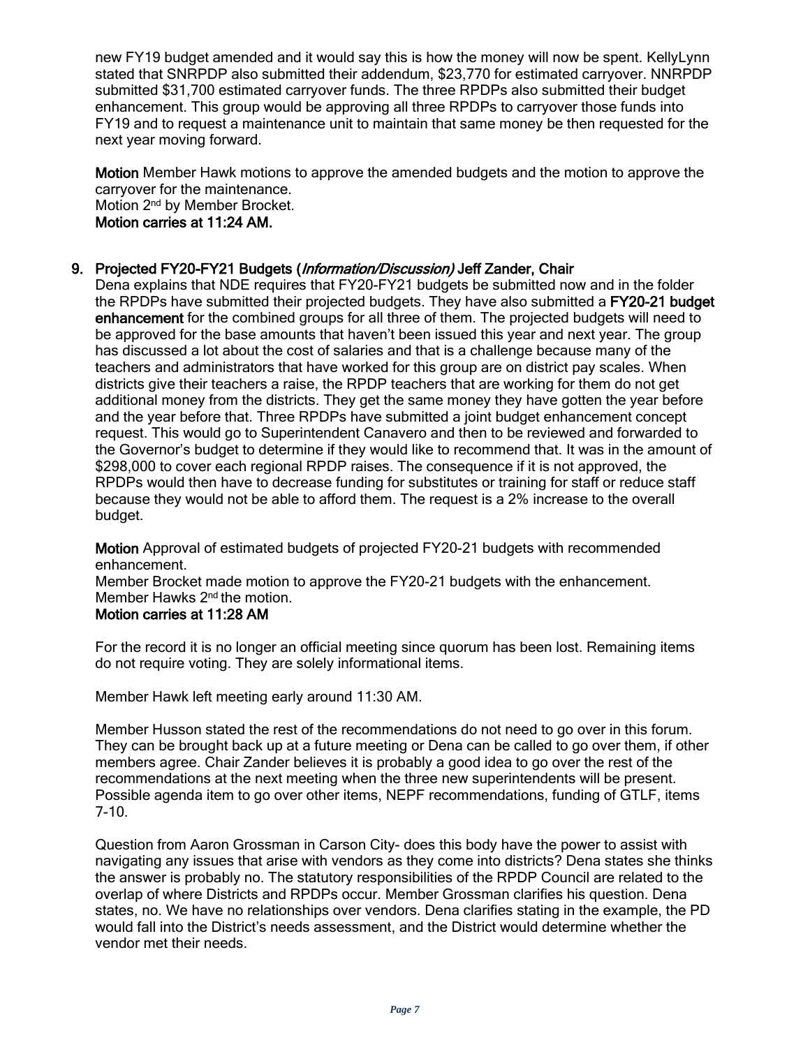new FY19 budget amended and it would say this is how the money will now be spent. KellyLynn stated that SNRPDP also submitted their addendum, $23,770 for estimated carryover. NNRPDP submitted $31,700 estimated carryover funds. The three RPDPs also submitted their budget enhancement. This group would be approving all three RPDPs to carryover those funds into FY19 and to request a maintenance unit to maintain that same money be then requested for the next year moving forward.

**Motion** Member Hawk motions to approve the amended budgets and the motion to approve the carryover for the maintenance.
Motion 2nd by Member Brocket.
**Motion carries at 11:24 AM.**

## 9. Projected FY20-FY21 Budgets (*Information/Discussion)* Jeff Zander, Chair

Dena explains that NDE requires that FY20-FY21 budgets be submitted now and in the folder the RPDPs have submitted their projected budgets. They have also submitted a **FY20-21 budget enhancement** for the combined groups for all three of them. The projected budgets will need to be approved for the base amounts that haven't been issued this year and next year. The group has discussed a lot about the cost of salaries and that is a challenge because many of the teachers and administrators that have worked for this group are on district pay scales. When districts give their teachers a raise, the RPDP teachers that are working for them do not get additional money from the districts. They get the same money they have gotten the year before and the year before that. Three RPDPs have submitted a joint budget enhancement concept request. This would go to Superintendent Canavero and then to be reviewed and forwarded to the Governor's budget to determine if they would like to recommend that. It was in the amount of $298,000 to cover each regional RPDP raises. The consequence if it is not approved, the RPDPs would then have to decrease funding for substitutes or training for staff or reduce staff because they would not be able to afford them. The request is a 2% increase to the overall budget.

**Motion** Approval of estimated budgets of projected FY20-21 budgets with recommended enhancement.
Member Brocket made motion to approve the FY20-21 budgets with the enhancement.
Member Hawks 2nd the motion.
**Motion carries at 11:28 AM**

For the record it is no longer an official meeting since quorum has been lost. Remaining items do not require voting. They are solely informational items.

Member Hawk left meeting early around 11:30 AM.

Member Husson stated the rest of the recommendations do not need to go over in this forum. They can be brought back up at a future meeting or Dena can be called to go over them, if other members agree. Chair Zander believes it is probably a good idea to go over the rest of the recommendations at the next meeting when the three new superintendents will be present. Possible agenda item to go over other items, NEPF recommendations, funding of GTLF, items 7-10.

Question from Aaron Grossman in Carson City- does this body have the power to assist with navigating any issues that arise with vendors as they come into districts? Dena states she thinks the answer is probably no. The statutory responsibilities of the RPDP Council are related to the overlap of where Districts and RPDPs occur. Member Grossman clarifies his question. Dena states, no. We have no relationships over vendors. Dena clarifies stating in the example, the PD would fall into the District's needs assessment, and the District would determine whether the vendor met their needs.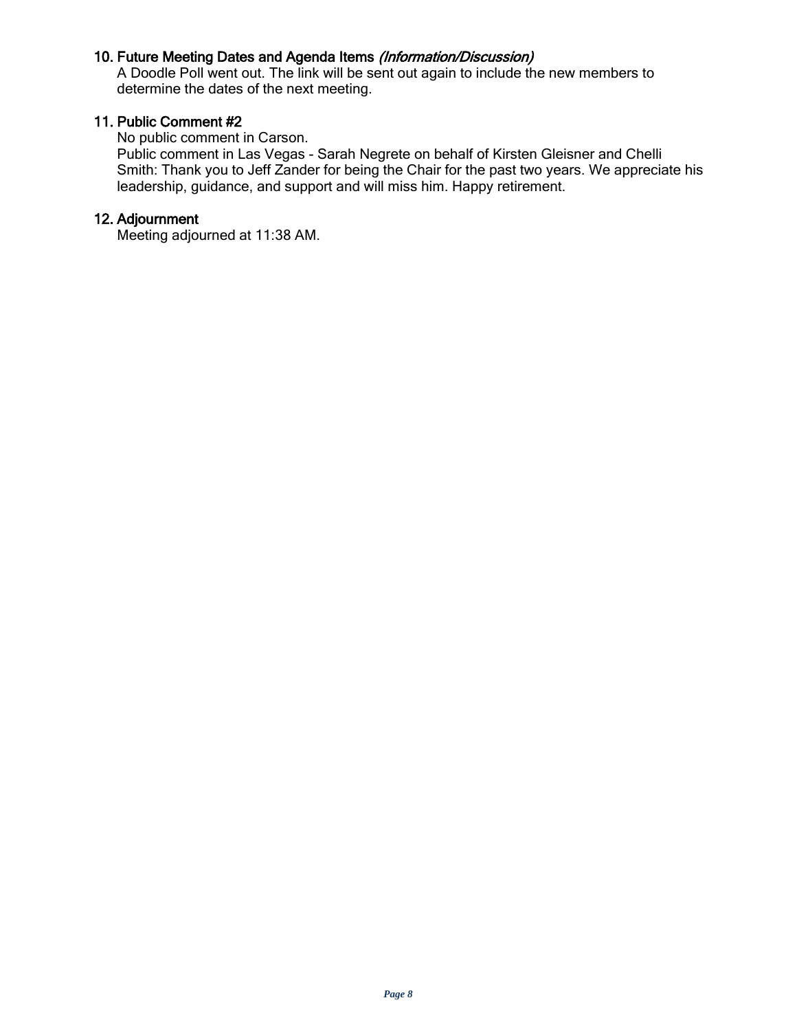## 10. Future Meeting Dates and Agenda Items *(Information/Discussion)*

A Doodle Poll went out. The link will be sent out again to include the new members to determine the dates of the next meeting.

## 11. Public Comment #2

No public comment in Carson.

Public comment in Las Vegas - Sarah Negrete on behalf of Kirsten Gleisner and Chelli Smith: Thank you to Jeff Zander for being the Chair for the past two years. We appreciate his leadership, guidance, and support and will miss him. Happy retirement.

## 12. Adjournment

Meeting adjourned at 11:38 AM.